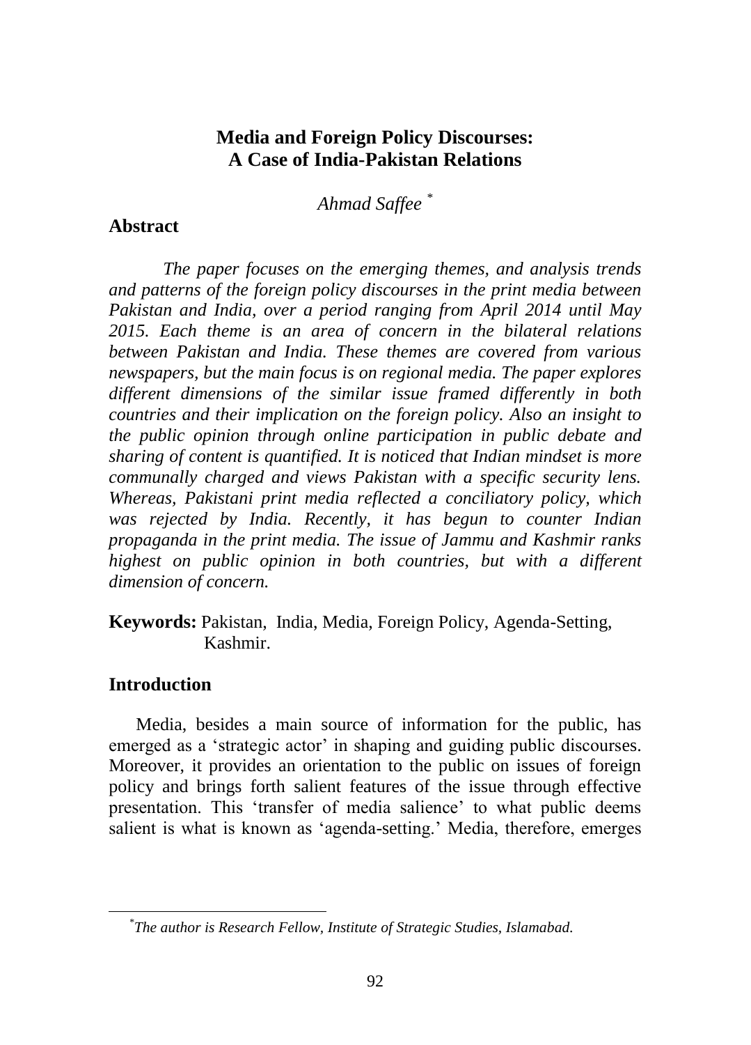# Media and Foreign Policy Discourses: A Case of India-Pakistan Relations

*Ahmad Saffee* [*]

## Abstract

*The paper focuses on the emerging themes, and analysis trends and patterns of the foreign policy discourses in the print media between Pakistan and India, over a period ranging from April 2014 until May 2015. Each theme is an area of concern in the bilateral relations between Pakistan and India. These themes are covered from various newspapers, but the main focus is on regional media. The paper explores different dimensions of the similar issue framed differently in both countries and their implication on the foreign policy. Also an insight to the public opinion through online participation in public debate and sharing of content is quantified. It is noticed that Indian mindset is more communally charged and views Pakistan with a specific security lens. Whereas, Pakistani print media reflected a conciliatory policy, which was rejected by India. Recently, it has begun to counter Indian propaganda in the print media. The issue of Jammu and Kashmir ranks highest on public opinion in both countries, but with a different dimension of concern.*

**Keywords:** Pakistan, India, Media, Foreign Policy, Agenda-Setting, Kashmir.

## Introduction

Media, besides a main source of information for the public, has emerged as a 'strategic actor' in shaping and guiding public discourses. Moreover, it provides an orientation to the public on issues of foreign policy and brings forth salient features of the issue through effective presentation. This 'transfer of media salience' to what public deems salient is what is known as 'agenda-setting.' Media, therefore, emerges

---

[*] *The author is Research Fellow, Institute of Strategic Studies, Islamabad.*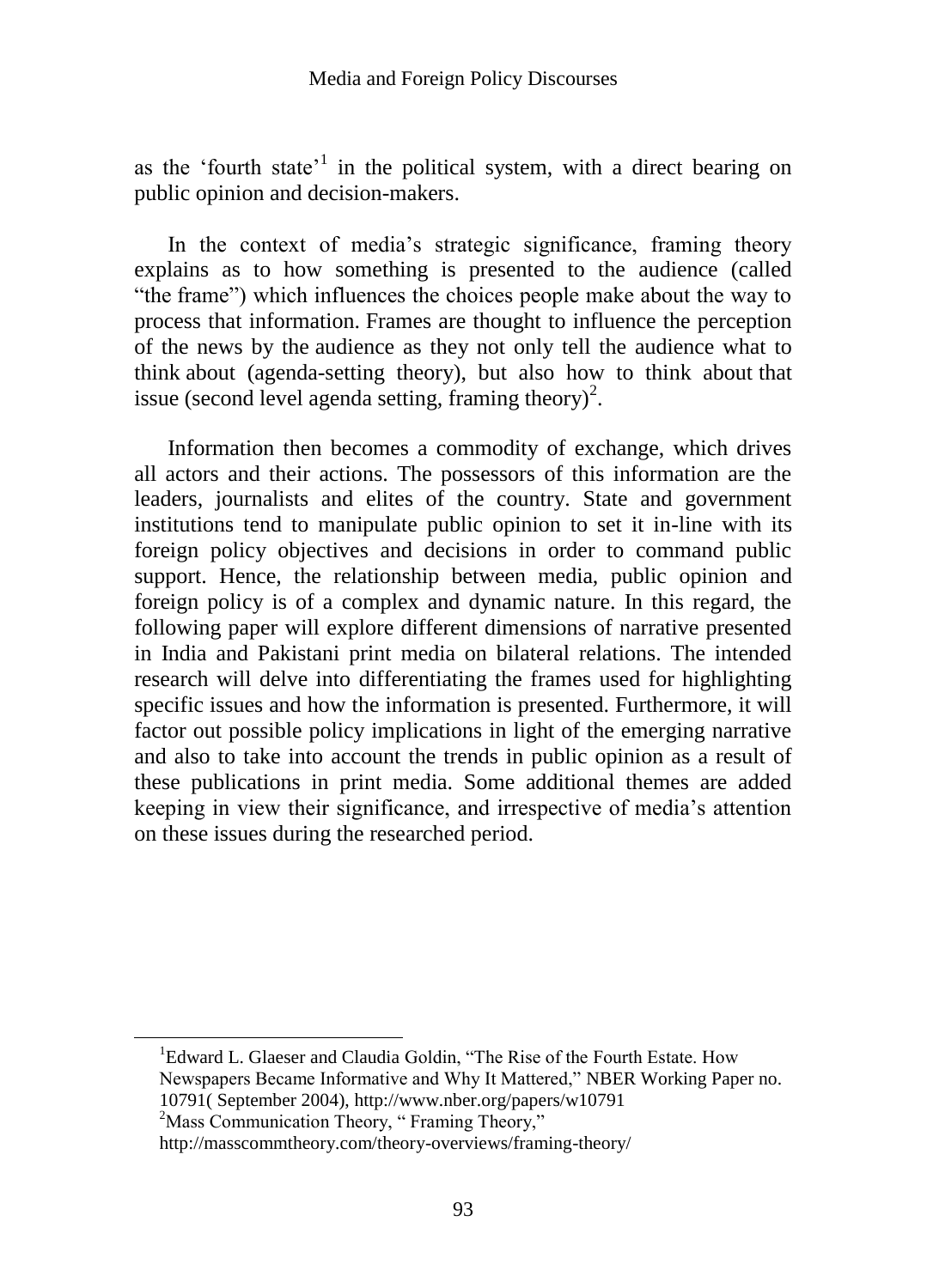as the 'fourth state'[1] in the political system, with a direct bearing on public opinion and decision-makers.

In the context of media's strategic significance, framing theory explains as to how something is presented to the audience (called "the frame") which influences the choices people make about the way to process that information. Frames are thought to influence the perception of the news by the audience as they not only tell the audience what to think about (agenda-setting theory), but also how to think about that issue (second level agenda setting, framing theory)[2].

Information then becomes a commodity of exchange, which drives all actors and their actions. The possessors of this information are the leaders, journalists and elites of the country. State and government institutions tend to manipulate public opinion to set it in-line with its foreign policy objectives and decisions in order to command public support. Hence, the relationship between media, public opinion and foreign policy is of a complex and dynamic nature. In this regard, the following paper will explore different dimensions of narrative presented in India and Pakistani print media on bilateral relations. The intended research will delve into differentiating the frames used for highlighting specific issues and how the information is presented. Furthermore, it will factor out possible policy implications in light of the emerging narrative and also to take into account the trends in public opinion as a result of these publications in print media. Some additional themes are added keeping in view their significance, and irrespective of media's attention on these issues during the researched period.

---

[1] Edward L. Glaeser and Claudia Goldin, "The Rise of the Fourth Estate. How Newspapers Became Informative and Why It Mattered," NBER Working Paper no. 10791( September 2004), http://www.nber.org/papers/w10791

[2] Mass Communication Theory, " Framing Theory," http://masscommtheory.com/theory-overviews/framing-theory/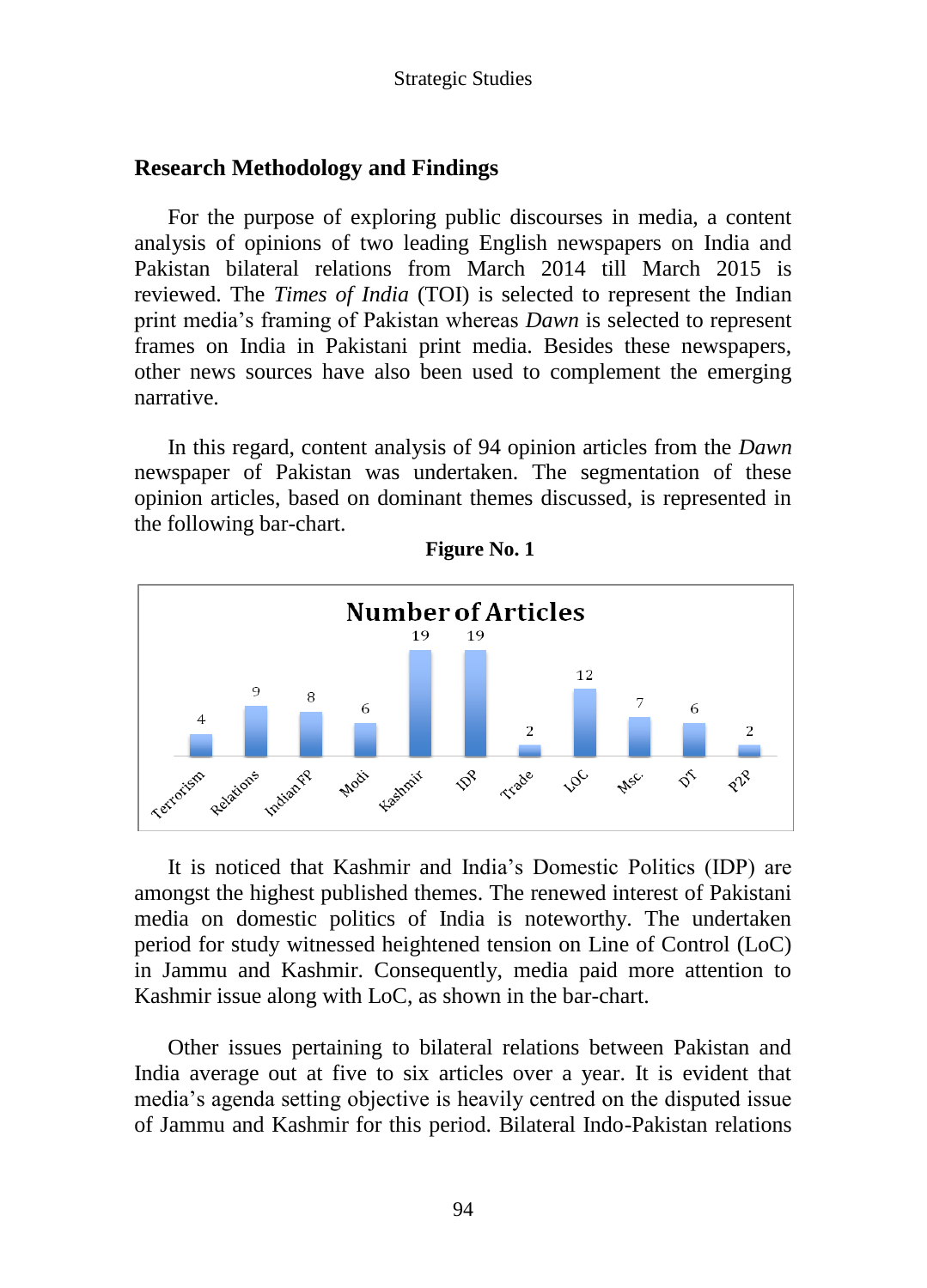## Research Methodology and Findings

For the purpose of exploring public discourses in media, a content analysis of opinions of two leading English newspapers on India and Pakistan bilateral relations from March 2014 till March 2015 is reviewed. The *Times of India* (TOI) is selected to represent the Indian print media's framing of Pakistan whereas *Dawn* is selected to represent frames on India in Pakistani print media. Besides these newspapers, other news sources have also been used to complement the emerging narrative.

In this regard, content analysis of 94 opinion articles from the *Dawn* newspaper of Pakistan was undertaken. The segmentation of these opinion articles, based on dominant themes discussed, is represented in the following bar-chart.

**Figure No. 1**

**Number of Articles**

| Terrorism | Relations | Indian FP | Modi | Kashmir | IDP | Trade | LOC | Msc. | DT | P2P |
|---|---|---|---|---|---|---|---|---|---|---|
| 4 | 9 | 8 | 6 | 19 | 19 | 2 | 12 | 7 | 6 | 2 |

It is noticed that Kashmir and India's Domestic Politics (IDP) are amongst the highest published themes. The renewed interest of Pakistani media on domestic politics of India is noteworthy. The undertaken period for study witnessed heightened tension on Line of Control (LoC) in Jammu and Kashmir. Consequently, media paid more attention to Kashmir issue along with LoC, as shown in the bar-chart.

Other issues pertaining to bilateral relations between Pakistan and India average out at five to six articles over a year. It is evident that media's agenda setting objective is heavily centred on the disputed issue of Jammu and Kashmir for this period. Bilateral Indo-Pakistan relations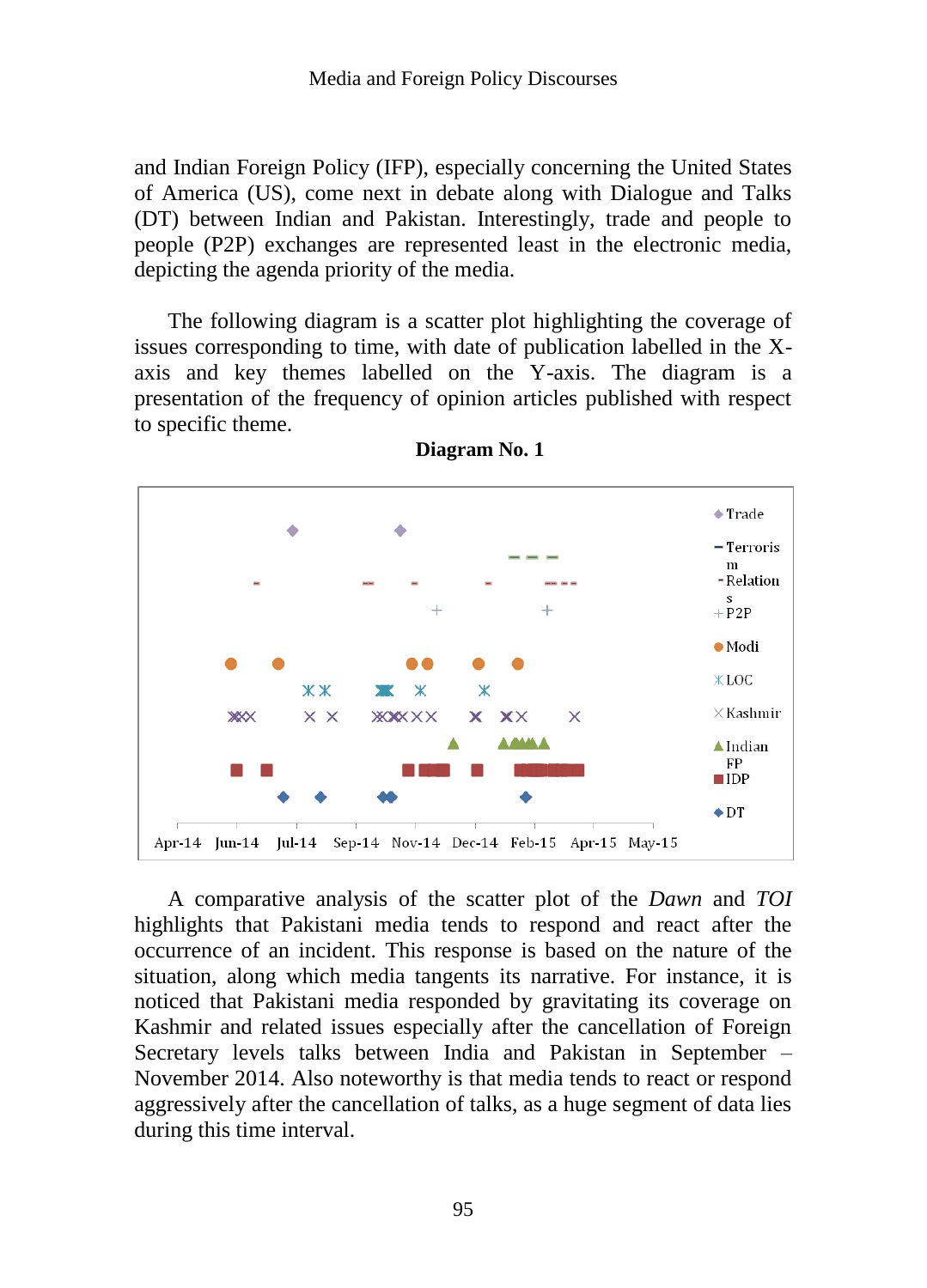and Indian Foreign Policy (IFP), especially concerning the United States of America (US), come next in debate along with Dialogue and Talks (DT) between Indian and Pakistan. Interestingly, trade and people to people (P2P) exchanges are represented least in the electronic media, depicting the agenda priority of the media.

The following diagram is a scatter plot highlighting the coverage of issues corresponding to time, with date of publication labelled in the X-axis and key themes labelled on the Y-axis. The diagram is a presentation of the frequency of opinion articles published with respect to specific theme.

**Diagram No. 1**

A comparative analysis of the scatter plot of the *Dawn* and *TOI* highlights that Pakistani media tends to respond and react after the occurrence of an incident. This response is based on the nature of the situation, along which media tangents its narrative. For instance, it is noticed that Pakistani media responded by gravitating its coverage on Kashmir and related issues especially after the cancellation of Foreign Secretary levels talks between India and Pakistan in September – November 2014. Also noteworthy is that media tends to react or respond aggressively after the cancellation of talks, as a huge segment of data lies during this time interval.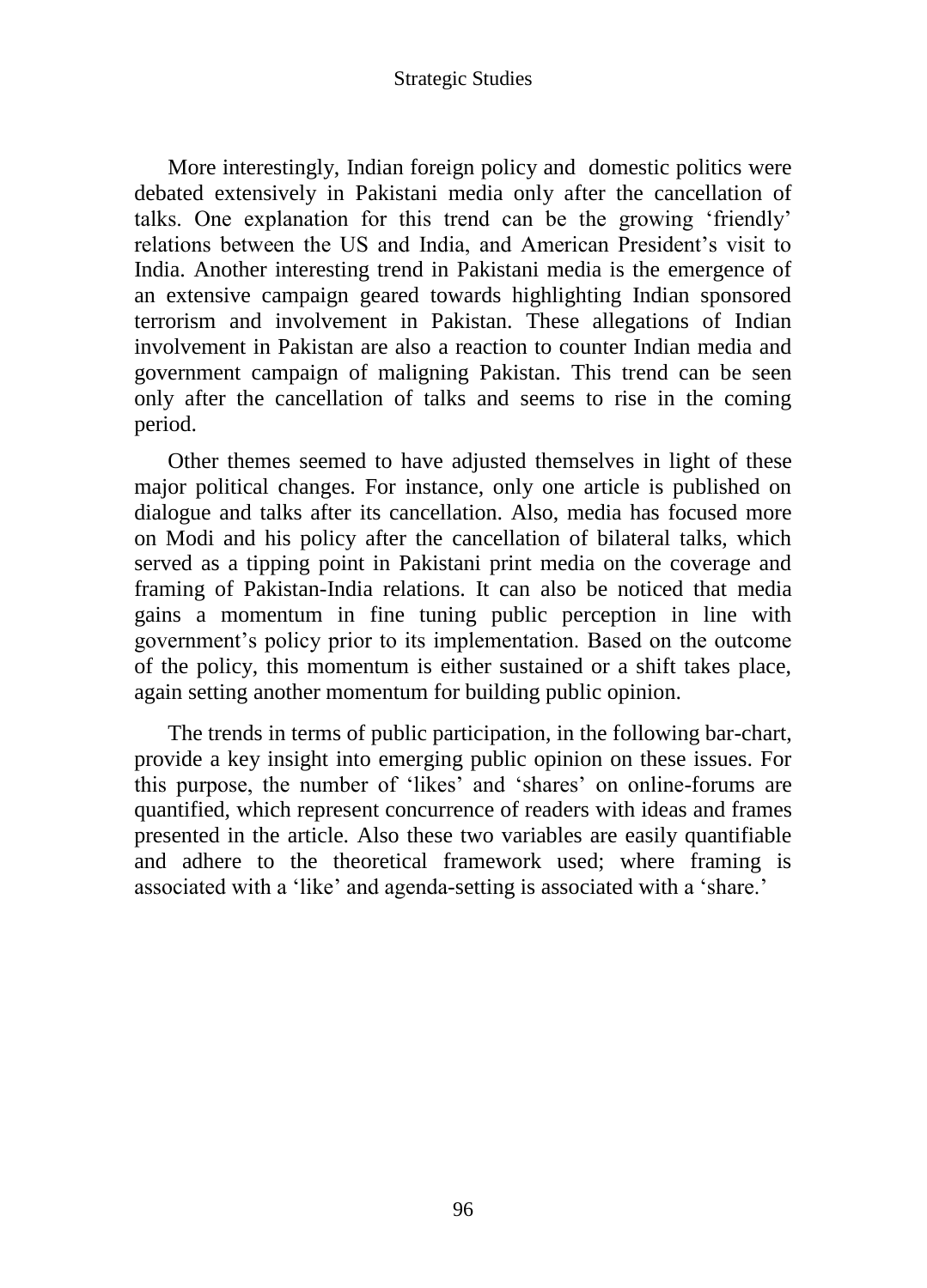More interestingly, Indian foreign policy and domestic politics were debated extensively in Pakistani media only after the cancellation of talks. One explanation for this trend can be the growing 'friendly' relations between the US and India, and American President's visit to India. Another interesting trend in Pakistani media is the emergence of an extensive campaign geared towards highlighting Indian sponsored terrorism and involvement in Pakistan. These allegations of Indian involvement in Pakistan are also a reaction to counter Indian media and government campaign of maligning Pakistan. This trend can be seen only after the cancellation of talks and seems to rise in the coming period.

Other themes seemed to have adjusted themselves in light of these major political changes. For instance, only one article is published on dialogue and talks after its cancellation. Also, media has focused more on Modi and his policy after the cancellation of bilateral talks, which served as a tipping point in Pakistani print media on the coverage and framing of Pakistan-India relations. It can also be noticed that media gains a momentum in fine tuning public perception in line with government's policy prior to its implementation. Based on the outcome of the policy, this momentum is either sustained or a shift takes place, again setting another momentum for building public opinion.

The trends in terms of public participation, in the following bar-chart, provide a key insight into emerging public opinion on these issues. For this purpose, the number of 'likes' and 'shares' on online-forums are quantified, which represent concurrence of readers with ideas and frames presented in the article. Also these two variables are easily quantifiable and adhere to the theoretical framework used; where framing is associated with a 'like' and agenda-setting is associated with a 'share.'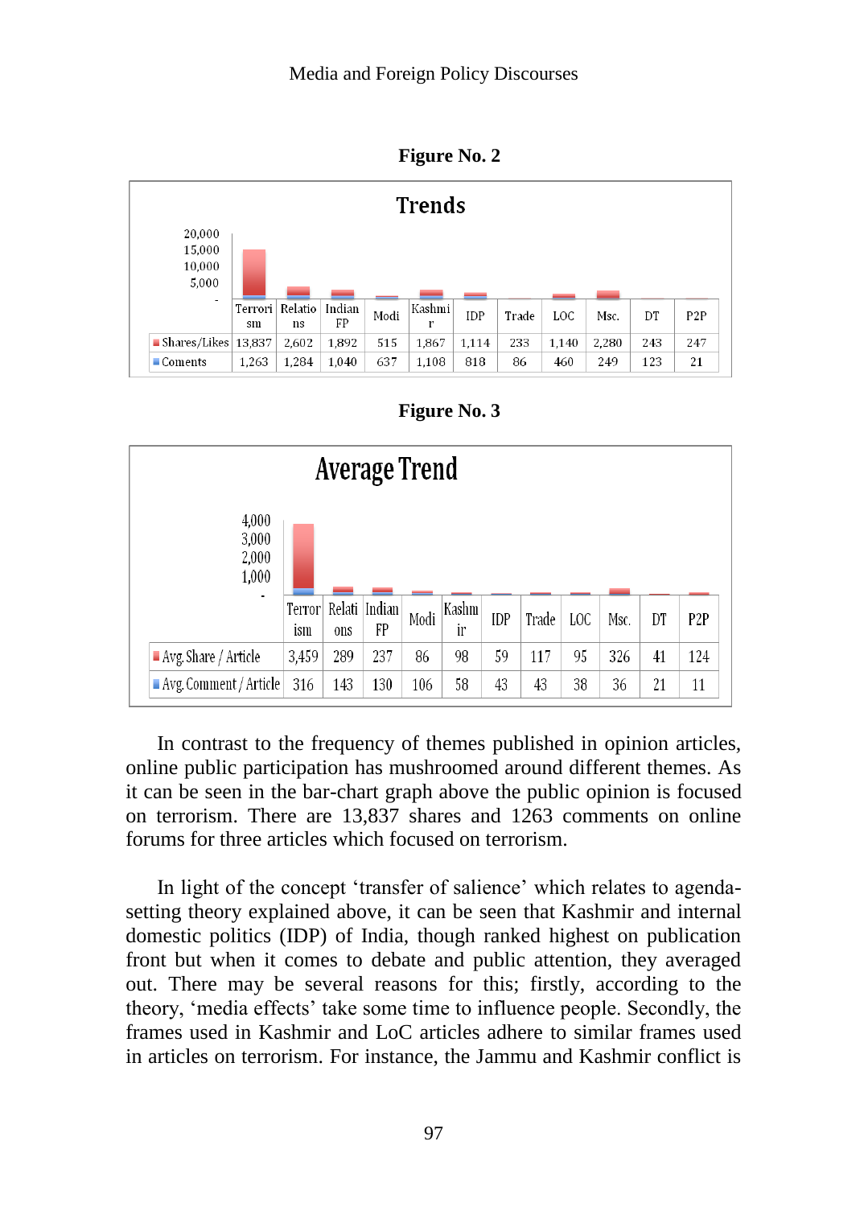**Figure No. 2**

**Trends**

| | Terrorism | Relations | Indian FP | Modi | Kashmir | IDP | Trade | LOC | Msc. | DT | P2P |
|---|---|---|---|---|---|---|---|---|---|---|---|
| Shares/Likes | 13,837 | 2,602 | 1,892 | 515 | 1,867 | 1,114 | 233 | 1,140 | 2,280 | 243 | 247 |
| Coments | 1,263 | 1,284 | 1,040 | 637 | 1,108 | 818 | 86 | 460 | 249 | 123 | 21 |

**Figure No. 3**

**Average Trend**

| | Terrorism | Relations | Indian FP | Modi | Kashmir | IDP | Trade | LOC | Msc. | DT | P2P |
|---|---|---|---|---|---|---|---|---|---|---|---|
| Avg. Share / Article | 3,459 | 289 | 237 | 86 | 98 | 59 | 117 | 95 | 326 | 41 | 124 |
| Avg. Comment / Article | 316 | 143 | 130 | 106 | 58 | 43 | 43 | 38 | 36 | 21 | 11 |

In contrast to the frequency of themes published in opinion articles, online public participation has mushroomed around different themes. As it can be seen in the bar-chart graph above the public opinion is focused on terrorism. There are 13,837 shares and 1263 comments on online forums for three articles which focused on terrorism.

In light of the concept 'transfer of salience' which relates to agenda-setting theory explained above, it can be seen that Kashmir and internal domestic politics (IDP) of India, though ranked highest on publication front but when it comes to debate and public attention, they averaged out. There may be several reasons for this; firstly, according to the theory, 'media effects' take some time to influence people. Secondly, the frames used in Kashmir and LoC articles adhere to similar frames used in articles on terrorism. For instance, the Jammu and Kashmir conflict is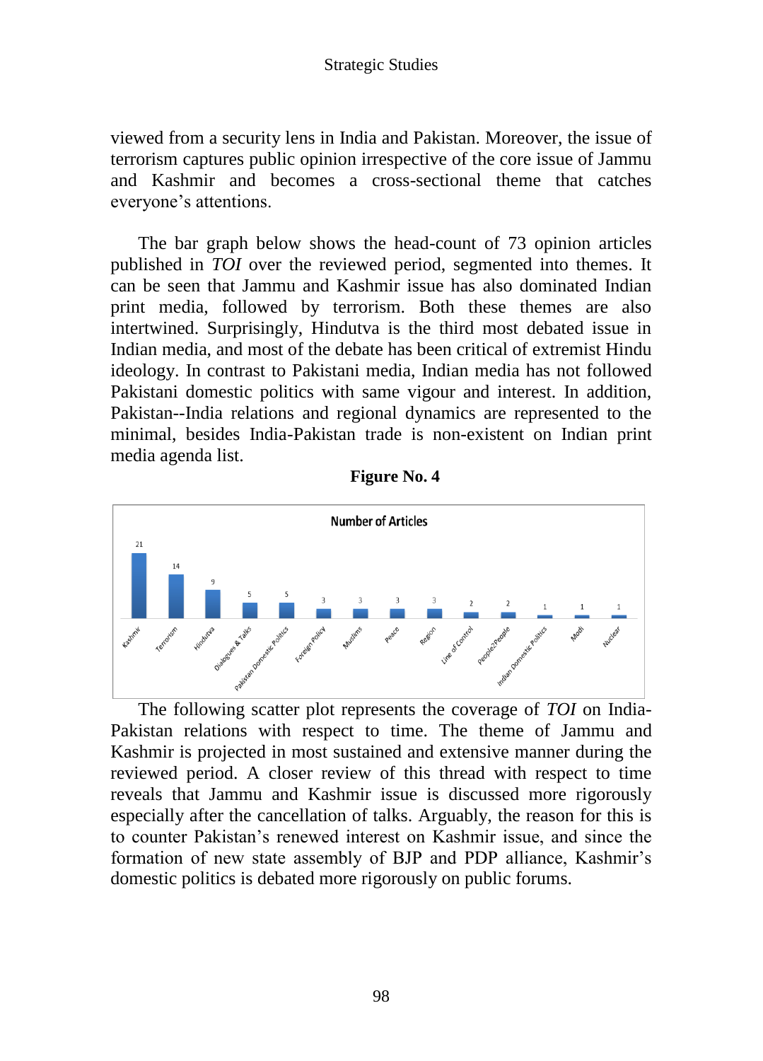viewed from a security lens in India and Pakistan. Moreover, the issue of terrorism captures public opinion irrespective of the core issue of Jammu and Kashmir and becomes a cross-sectional theme that catches everyone's attentions.

The bar graph below shows the head-count of 73 opinion articles published in *TOI* over the reviewed period, segmented into themes. It can be seen that Jammu and Kashmir issue has also dominated Indian print media, followed by terrorism. Both these themes are also intertwined. Surprisingly, Hindutva is the third most debated issue in Indian media, and most of the debate has been critical of extremist Hindu ideology. In contrast to Pakistani media, Indian media has not followed Pakistani domestic politics with same vigour and interest. In addition, Pakistan--India relations and regional dynamics are represented to the minimal, besides India-Pakistan trade is non-existent on Indian print media agenda list.

**Figure No. 4**

**Number of Articles**

| Theme | Number of Articles |
|---|---|
| Kashmir | 21 |
| Terrorism | 14 |
| Hindutva | 9 |
| Dialogues & Talks | 5 |
| Pakistan Domestic Politics | 5 |
| Foreign Policy | 3 |
| Muslims | 3 |
| Peace | 3 |
| Region | 3 |
| Line of Control | 2 |
| People2People | 2 |
| Indian Domestic Politics | 1 |
| Modi | 1 |
| Nuclear | 1 |

The following scatter plot represents the coverage of *TOI* on India-Pakistan relations with respect to time. The theme of Jammu and Kashmir is projected in most sustained and extensive manner during the reviewed period. A closer review of this thread with respect to time reveals that Jammu and Kashmir issue is discussed more rigorously especially after the cancellation of talks. Arguably, the reason for this is to counter Pakistan's renewed interest on Kashmir issue, and since the formation of new state assembly of BJP and PDP alliance, Kashmir's domestic politics is debated more rigorously on public forums.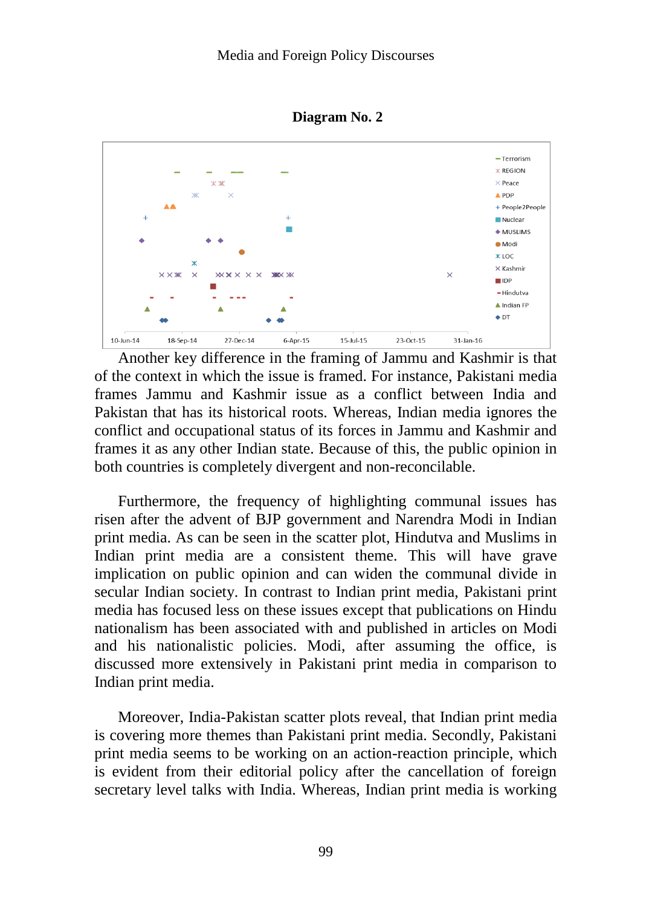**Diagram No. 2**

Terrorism
REGION
Peace
PDP
People2People
Nuclear
MUSLIMS
Modi
LOC
Kashmir
IDP
Hindutva
Indian FP
DT

10-Jun-14 18-Sep-14 27-Dec-14 6-Apr-15 15-Jul-15 23-Oct-15 31-Jan-16

Another key difference in the framing of Jammu and Kashmir is that of the context in which the issue is framed. For instance, Pakistani media frames Jammu and Kashmir issue as a conflict between India and Pakistan that has its historical roots. Whereas, Indian media ignores the conflict and occupational status of its forces in Jammu and Kashmir and frames it as any other Indian state. Because of this, the public opinion in both countries is completely divergent and non-reconcilable.

Furthermore, the frequency of highlighting communal issues has risen after the advent of BJP government and Narendra Modi in Indian print media. As can be seen in the scatter plot, Hindutva and Muslims in Indian print media are a consistent theme. This will have grave implication on public opinion and can widen the communal divide in secular Indian society. In contrast to Indian print media, Pakistani print media has focused less on these issues except that publications on Hindu nationalism has been associated with and published in articles on Modi and his nationalistic policies. Modi, after assuming the office, is discussed more extensively in Pakistani print media in comparison to Indian print media.

Moreover, India-Pakistan scatter plots reveal, that Indian print media is covering more themes than Pakistani print media. Secondly, Pakistani print media seems to be working on an action-reaction principle, which is evident from their editorial policy after the cancellation of foreign secretary level talks with India. Whereas, Indian print media is working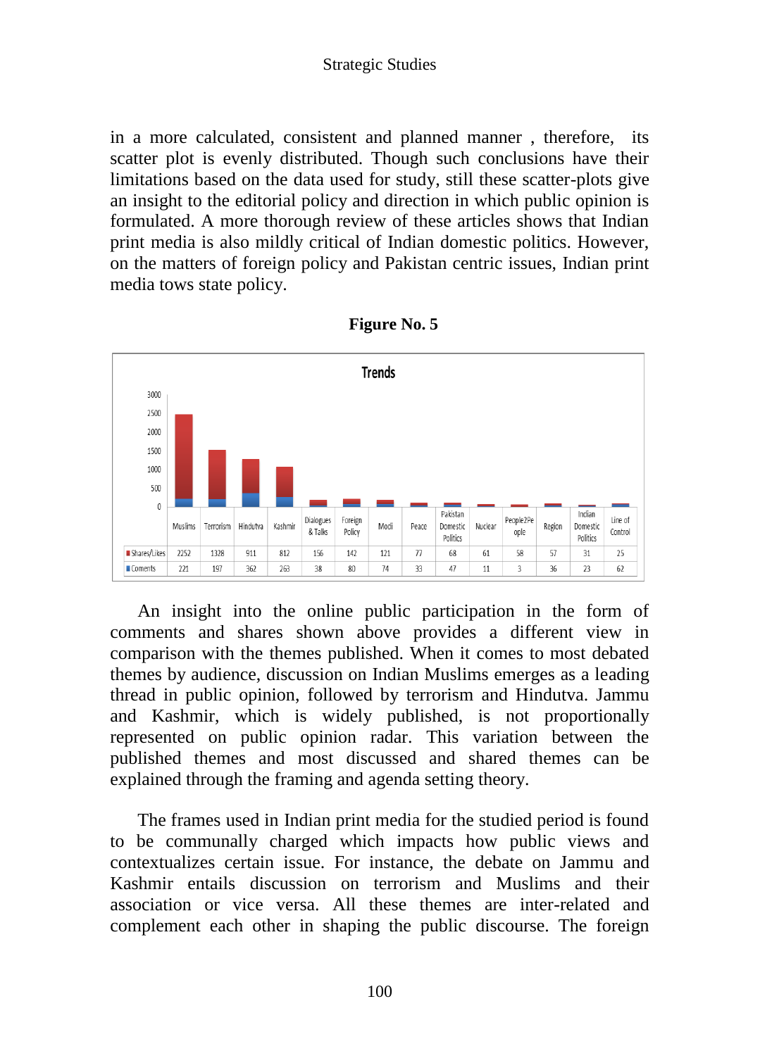in a more calculated, consistent and planned manner , therefore, its scatter plot is evenly distributed. Though such conclusions have their limitations based on the data used for study, still these scatter-plots give an insight to the editorial policy and direction in which public opinion is formulated. A more thorough review of these articles shows that Indian print media is also mildly critical of Indian domestic politics. However, on the matters of foreign policy and Pakistan centric issues, Indian print media tows state policy.

**Figure No. 5**

**Trends**

| | Muslims | Terrorism | Hindutva | Kashmir | Dialogues & Talks | Foreign Policy | Modi | Peace | Pakistan Domestic Politics | Nuclear | People2People | Region | Indian Domestic Politics | Line of Control |
|---|---|---|---|---|---|---|---|---|---|---|---|---|---|---|
| Shares/Likes | 2252 | 1328 | 911 | 812 | 156 | 142 | 121 | 77 | 68 | 61 | 58 | 57 | 31 | 25 |
| Coments | 221 | 197 | 362 | 263 | 38 | 80 | 74 | 33 | 47 | 11 | 3 | 36 | 23 | 62 |

An insight into the online public participation in the form of comments and shares shown above provides a different view in comparison with the themes published. When it comes to most debated themes by audience, discussion on Indian Muslims emerges as a leading thread in public opinion, followed by terrorism and Hindutva. Jammu and Kashmir, which is widely published, is not proportionally represented on public opinion radar. This variation between the published themes and most discussed and shared themes can be explained through the framing and agenda setting theory.

The frames used in Indian print media for the studied period is found to be communally charged which impacts how public views and contextualizes certain issue. For instance, the debate on Jammu and Kashmir entails discussion on terrorism and Muslims and their association or vice versa. All these themes are inter-related and complement each other in shaping the public discourse. The foreign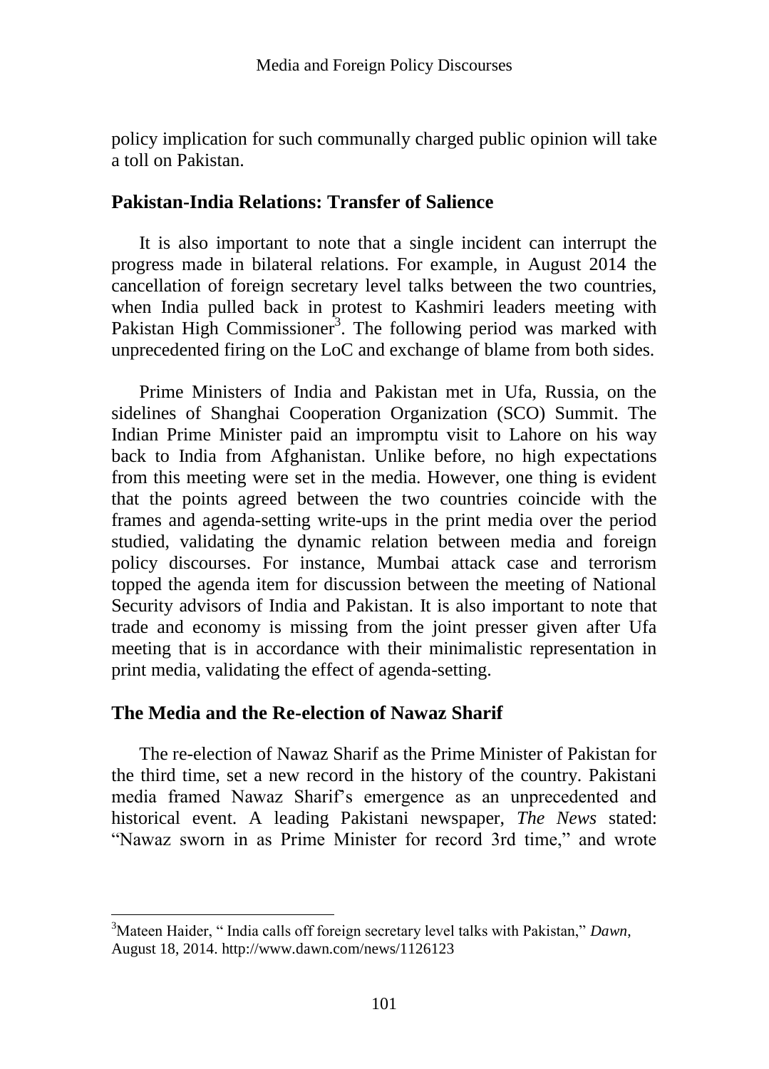policy implication for such communally charged public opinion will take a toll on Pakistan.

## Pakistan-India Relations: Transfer of Salience

It is also important to note that a single incident can interrupt the progress made in bilateral relations. For example, in August 2014 the cancellation of foreign secretary level talks between the two countries, when India pulled back in protest to Kashmiri leaders meeting with Pakistan High Commissioner[3]. The following period was marked with unprecedented firing on the LoC and exchange of blame from both sides.

Prime Ministers of India and Pakistan met in Ufa, Russia, on the sidelines of Shanghai Cooperation Organization (SCO) Summit. The Indian Prime Minister paid an impromptu visit to Lahore on his way back to India from Afghanistan. Unlike before, no high expectations from this meeting were set in the media. However, one thing is evident that the points agreed between the two countries coincide with the frames and agenda-setting write-ups in the print media over the period studied, validating the dynamic relation between media and foreign policy discourses. For instance, Mumbai attack case and terrorism topped the agenda item for discussion between the meeting of National Security advisors of India and Pakistan. It is also important to note that trade and economy is missing from the joint presser given after Ufa meeting that is in accordance with their minimalistic representation in print media, validating the effect of agenda-setting.

## The Media and the Re-election of Nawaz Sharif

The re-election of Nawaz Sharif as the Prime Minister of Pakistan for the third time, set a new record in the history of the country. Pakistani media framed Nawaz Sharif's emergence as an unprecedented and historical event. A leading Pakistani newspaper, *The News* stated: "Nawaz sworn in as Prime Minister for record 3rd time," and wrote

---

[3] Mateen Haider, " India calls off foreign secretary level talks with Pakistan," *Dawn*, August 18, 2014. http://www.dawn.com/news/1126123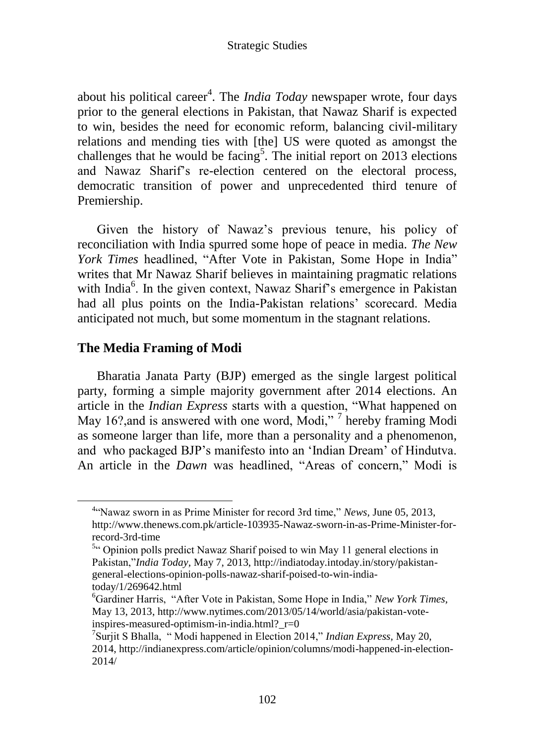about his political career[4]. The *India Today* newspaper wrote, four days prior to the general elections in Pakistan, that Nawaz Sharif is expected to win, besides the need for economic reform, balancing civil-military relations and mending ties with [the] US were quoted as amongst the challenges that he would be facing[5]. The initial report on 2013 elections and Nawaz Sharif's re-election centered on the electoral process, democratic transition of power and unprecedented third tenure of Premiership.

Given the history of Nawaz's previous tenure, his policy of reconciliation with India spurred some hope of peace in media. *The New York Times* headlined, "After Vote in Pakistan, Some Hope in India" writes that Mr Nawaz Sharif believes in maintaining pragmatic relations with India[6]. In the given context, Nawaz Sharif's emergence in Pakistan had all plus points on the India-Pakistan relations' scorecard. Media anticipated not much, but some momentum in the stagnant relations.

## The Media Framing of Modi

Bharatia Janata Party (BJP) emerged as the single largest political party, forming a simple majority government after 2014 elections. An article in the *Indian Express* starts with a question, "What happened on May 16?,and is answered with one word, Modi," [7] hereby framing Modi as someone larger than life, more than a personality and a phenomenon, and who packaged BJP's manifesto into an 'Indian Dream' of Hindutva. An article in the *Dawn* was headlined, "Areas of concern," Modi is

---

[4] "Nawaz sworn in as Prime Minister for record 3rd time," *News,* June 05, 2013, http://www.thenews.com.pk/article-103935-Nawaz-sworn-in-as-Prime-Minister-for-record-3rd-time

[5] " Opinion polls predict Nawaz Sharif poised to win May 11 general elections in Pakistan,"*India Today,* May 7, 2013, http://indiatoday.intoday.in/story/pakistan-general-elections-opinion-polls-nawaz-sharif-poised-to-win-india-today/1/269642.html

[6] Gardiner Harris, "After Vote in Pakistan, Some Hope in India," *New York Times,* May 13, 2013, http://www.nytimes.com/2013/05/14/world/asia/pakistan-vote-inspires-measured-optimism-in-india.html?_r=0

[7] Surjit S Bhalla, " Modi happened in Election 2014," *Indian Express,* May 20, 2014, http://indianexpress.com/article/opinion/columns/modi-happened-in-election-2014/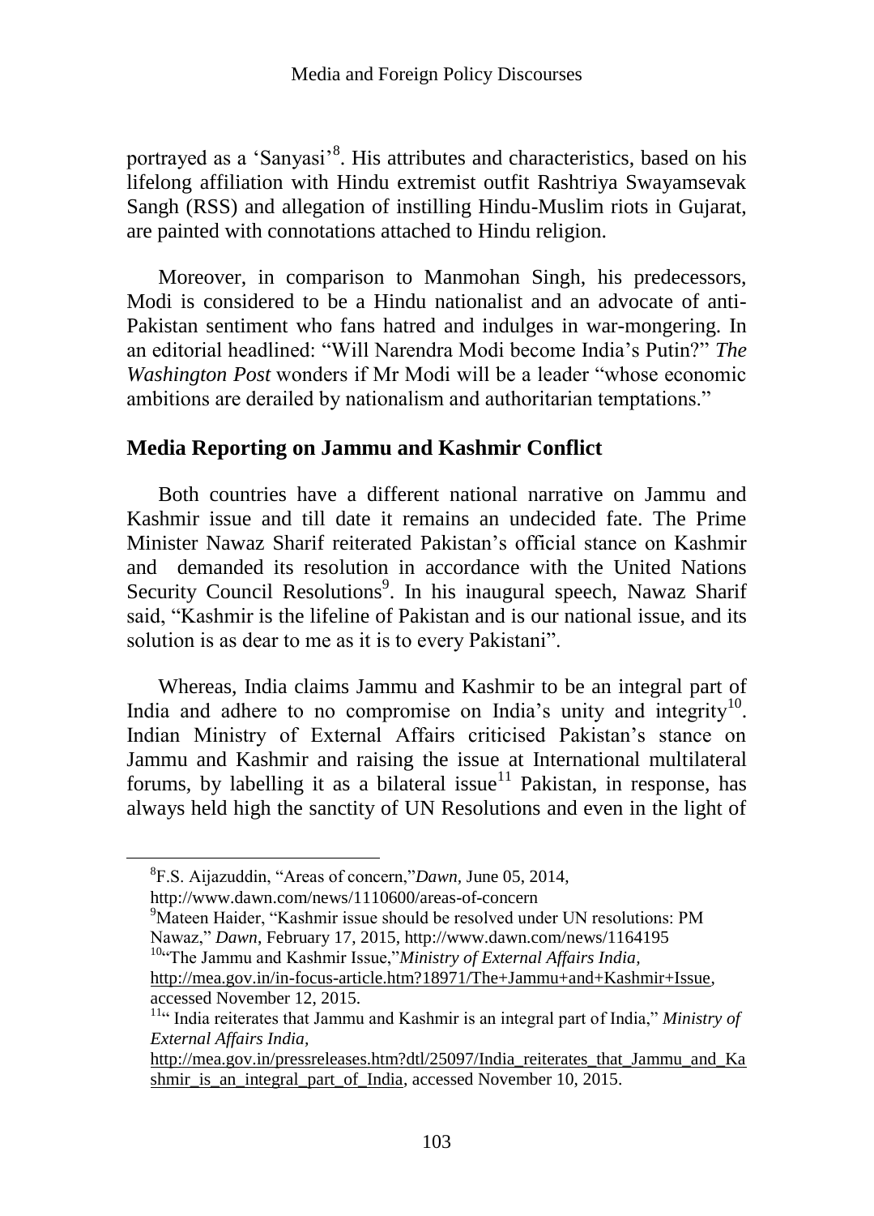portrayed as a 'Sanyasi'[8]. His attributes and characteristics, based on his lifelong affiliation with Hindu extremist outfit Rashtriya Swayamsevak Sangh (RSS) and allegation of instilling Hindu-Muslim riots in Gujarat, are painted with connotations attached to Hindu religion.

Moreover, in comparison to Manmohan Singh, his predecessors, Modi is considered to be a Hindu nationalist and an advocate of anti-Pakistan sentiment who fans hatred and indulges in war-mongering. In an editorial headlined: "Will Narendra Modi become India's Putin?" *The Washington Post* wonders if Mr Modi will be a leader "whose economic ambitions are derailed by nationalism and authoritarian temptations."

## Media Reporting on Jammu and Kashmir Conflict

Both countries have a different national narrative on Jammu and Kashmir issue and till date it remains an undecided fate. The Prime Minister Nawaz Sharif reiterated Pakistan's official stance on Kashmir and demanded its resolution in accordance with the United Nations Security Council Resolutions[9]. In his inaugural speech, Nawaz Sharif said, "Kashmir is the lifeline of Pakistan and is our national issue, and its solution is as dear to me as it is to every Pakistani".

Whereas, India claims Jammu and Kashmir to be an integral part of India and adhere to no compromise on India's unity and integrity[10]. Indian Ministry of External Affairs criticised Pakistan's stance on Jammu and Kashmir and raising the issue at International multilateral forums, by labelling it as a bilateral issue[11] Pakistan, in response, has always held high the sanctity of UN Resolutions and even in the light of

---

[8] F.S. Aijazuddin, "Areas of concern,"*Dawn,* June 05, 2014, http://www.dawn.com/news/1110600/areas-of-concern

[9] Mateen Haider, "Kashmir issue should be resolved under UN resolutions: PM Nawaz," *Dawn*, February 17, 2015, http://www.dawn.com/news/1164195

[10] "The Jammu and Kashmir Issue,"*Ministry of External Affairs India*, http://mea.gov.in/in-focus-article.htm?18971/The+Jammu+and+Kashmir+Issue, accessed November 12, 2015.

[11] " India reiterates that Jammu and Kashmir is an integral part of India," *Ministry of External Affairs India*, http://mea.gov.in/pressreleases.htm?dtl/25097/India_reiterates_that_Jammu_and_Kashmir_is_an_integral_part_of_India, accessed November 10, 2015.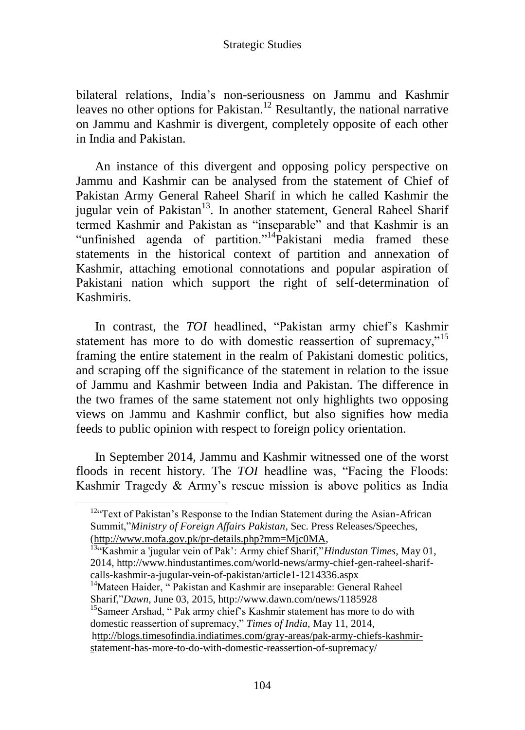bilateral relations, India's non-seriousness on Jammu and Kashmir leaves no other options for Pakistan.[12] Resultantly, the national narrative on Jammu and Kashmir is divergent, completely opposite of each other in India and Pakistan.

An instance of this divergent and opposing policy perspective on Jammu and Kashmir can be analysed from the statement of Chief of Pakistan Army General Raheel Sharif in which he called Kashmir the jugular vein of Pakistan[13]. In another statement, General Raheel Sharif termed Kashmir and Pakistan as "inseparable" and that Kashmir is an "unfinished agenda of partition."[14] Pakistani media framed these statements in the historical context of partition and annexation of Kashmir, attaching emotional connotations and popular aspiration of Pakistani nation which support the right of self-determination of Kashmiris.

In contrast, the *TOI* headlined, "Pakistan army chief's Kashmir statement has more to do with domestic reassertion of supremacy,"[15] framing the entire statement in the realm of Pakistani domestic politics, and scraping off the significance of the statement in relation to the issue of Jammu and Kashmir between India and Pakistan. The difference in the two frames of the same statement not only highlights two opposing views on Jammu and Kashmir conflict, but also signifies how media feeds to public opinion with respect to foreign policy orientation.

In September 2014, Jammu and Kashmir witnessed one of the worst floods in recent history. The *TOI* headline was, "Facing the Floods: Kashmir Tragedy & Army's rescue mission is above politics as India

---

[12] "Text of Pakistan's Response to the Indian Statement during the Asian-African Summit," *Ministry of Foreign Affairs Pakistan,* Sec. Press Releases/Speeches, (http://www.mofa.gov.pk/pr-details.php?mm=Mjc0MA,

[13] "Kashmir a 'jugular vein of Pak': Army chief Sharif," *Hindustan Times,* May 01, 2014, http://www.hindustantimes.com/world-news/army-chief-gen-raheel-sharif-calls-kashmir-a-jugular-vein-of-pakistan/article1-1214336.aspx

[14] Mateen Haider, " Pakistan and Kashmir are inseparable: General Raheel Sharif," *Dawn,* June 03, 2015, http://www.dawn.com/news/1185928

[15] Sameer Arshad, " Pak army chief's Kashmir statement has more to do with domestic reassertion of supremacy," *Times of India,* May 11, 2014, http://blogs.timesofindia.indiatimes.com/gray-areas/pak-army-chiefs-kashmir-statement-has-more-to-do-with-domestic-reassertion-of-supremacy/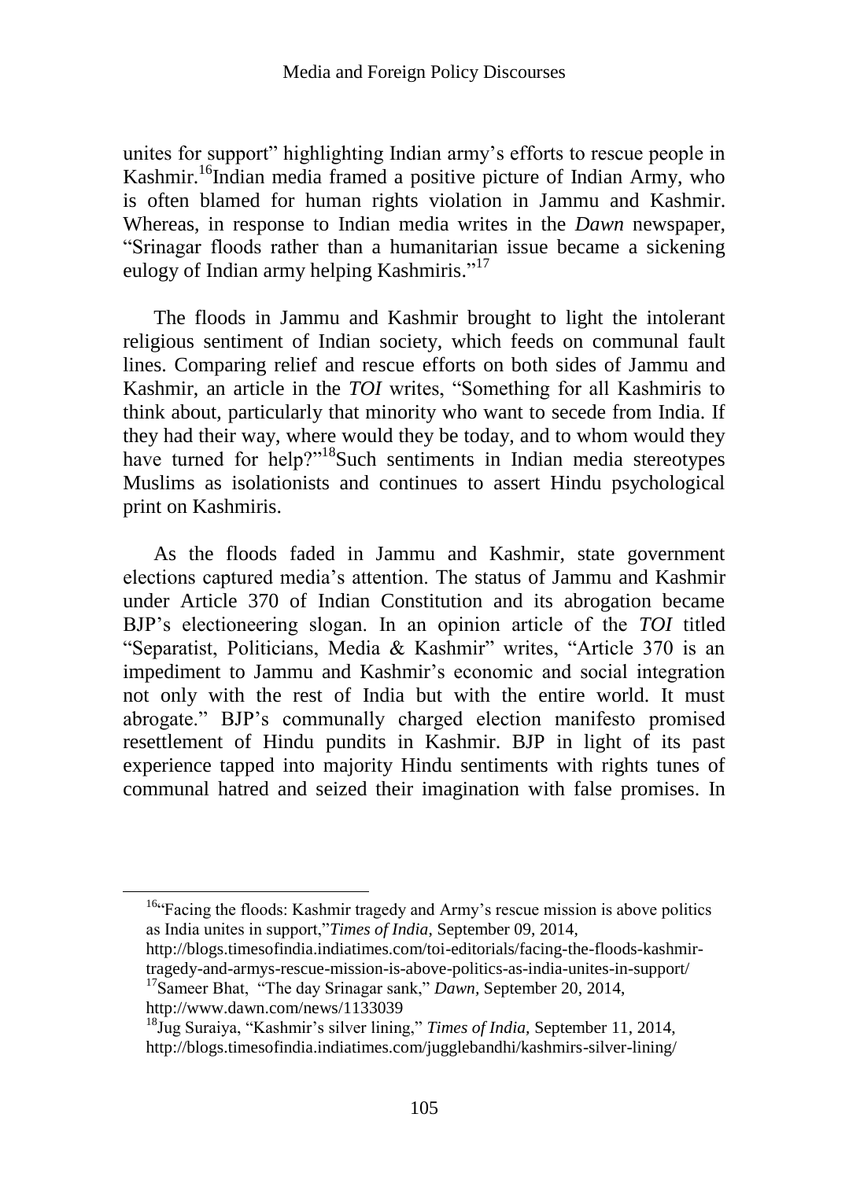unites for support" highlighting Indian army's efforts to rescue people in Kashmir.[16]Indian media framed a positive picture of Indian Army, who is often blamed for human rights violation in Jammu and Kashmir. Whereas, in response to Indian media writes in the *Dawn* newspaper, "Srinagar floods rather than a humanitarian issue became a sickening eulogy of Indian army helping Kashmiris."[17]

The floods in Jammu and Kashmir brought to light the intolerant religious sentiment of Indian society, which feeds on communal fault lines. Comparing relief and rescue efforts on both sides of Jammu and Kashmir, an article in the *TOI* writes, "Something for all Kashmiris to think about, particularly that minority who want to secede from India. If they had their way, where would they be today, and to whom would they have turned for help?"[18]Such sentiments in Indian media stereotypes Muslims as isolationists and continues to assert Hindu psychological print on Kashmiris.

As the floods faded in Jammu and Kashmir, state government elections captured media's attention. The status of Jammu and Kashmir under Article 370 of Indian Constitution and its abrogation became BJP's electioneering slogan. In an opinion article of the *TOI* titled "Separatist, Politicians, Media & Kashmir" writes, "Article 370 is an impediment to Jammu and Kashmir's economic and social integration not only with the rest of India but with the entire world. It must abrogate." BJP's communally charged election manifesto promised resettlement of Hindu pundits in Kashmir. BJP in light of its past experience tapped into majority Hindu sentiments with rights tunes of communal hatred and seized their imagination with false promises. In

---

[16]"Facing the floods: Kashmir tragedy and Army's rescue mission is above politics as India unites in support,"*Times of India*, September 09, 2014, http://blogs.timesofindia.indiatimes.com/toi-editorials/facing-the-floods-kashmir-tragedy-and-armys-rescue-mission-is-above-politics-as-india-unites-in-support/

[17]Sameer Bhat, "The day Srinagar sank," *Dawn*, September 20, 2014, http://www.dawn.com/news/1133039

[18]Jug Suraiya, "Kashmir's silver lining," *Times of India*, September 11, 2014, http://blogs.timesofindia.indiatimes.com/jugglebandhi/kashmirs-silver-lining/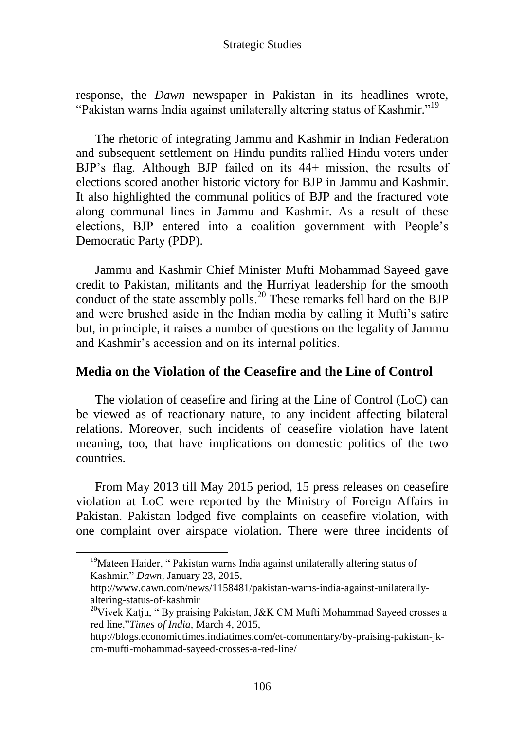response, the *Dawn* newspaper in Pakistan in its headlines wrote, "Pakistan warns India against unilaterally altering status of Kashmir."[19]

The rhetoric of integrating Jammu and Kashmir in Indian Federation and subsequent settlement on Hindu pundits rallied Hindu voters under BJP's flag. Although BJP failed on its 44+ mission, the results of elections scored another historic victory for BJP in Jammu and Kashmir. It also highlighted the communal politics of BJP and the fractured vote along communal lines in Jammu and Kashmir. As a result of these elections, BJP entered into a coalition government with People's Democratic Party (PDP).

Jammu and Kashmir Chief Minister Mufti Mohammad Sayeed gave credit to Pakistan, militants and the Hurriyat leadership for the smooth conduct of the state assembly polls.[20] These remarks fell hard on the BJP and were brushed aside in the Indian media by calling it Mufti's satire but, in principle, it raises a number of questions on the legality of Jammu and Kashmir's accession and on its internal politics.

## Media on the Violation of the Ceasefire and the Line of Control

The violation of ceasefire and firing at the Line of Control (LoC) can be viewed as of reactionary nature, to any incident affecting bilateral relations. Moreover, such incidents of ceasefire violation have latent meaning, too, that have implications on domestic politics of the two countries.

From May 2013 till May 2015 period, 15 press releases on ceasefire violation at LoC were reported by the Ministry of Foreign Affairs in Pakistan. Pakistan lodged five complaints on ceasefire violation, with one complaint over airspace violation. There were three incidents of

---

[19] Mateen Haider, " Pakistan warns India against unilaterally altering status of Kashmir," *Dawn*, January 23, 2015, http://www.dawn.com/news/1158481/pakistan-warns-india-against-unilaterally-altering-status-of-kashmir

[20] Vivek Katju, " By praising Pakistan, J&K CM Mufti Mohammad Sayeed crosses a red line,"*Times of India*, March 4, 2015, http://blogs.economictimes.indiatimes.com/et-commentary/by-praising-pakistan-jk-cm-mufti-mohammad-sayeed-crosses-a-red-line/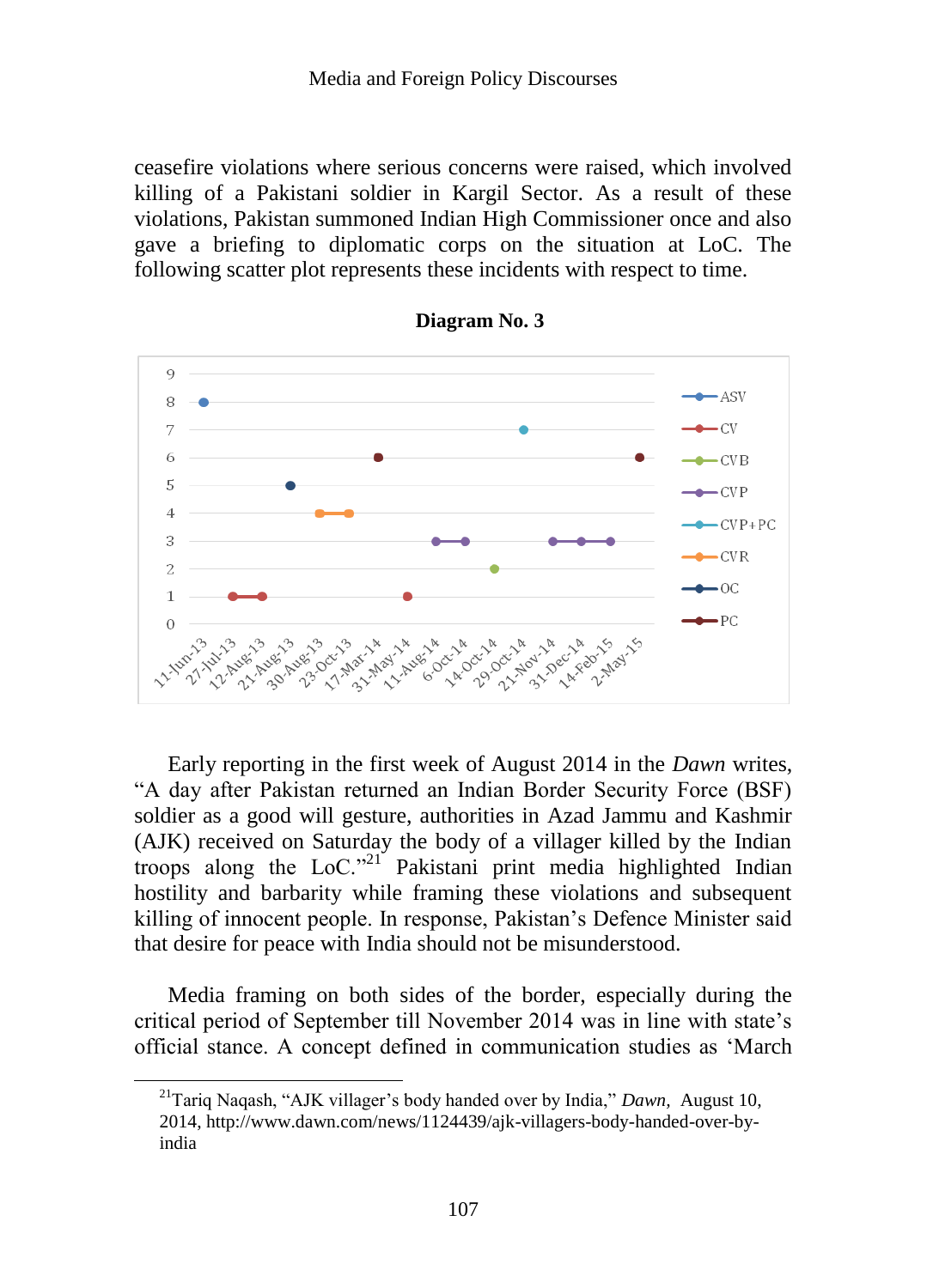ceasefire violations where serious concerns were raised, which involved killing of a Pakistani soldier in Kargil Sector. As a result of these violations, Pakistan summoned Indian High Commissioner once and also gave a briefing to diplomatic corps on the situation at LoC. The following scatter plot represents these incidents with respect to time.

**Diagram No. 3**

Early reporting in the first week of August 2014 in the *Dawn* writes, "A day after Pakistan returned an Indian Border Security Force (BSF) soldier as a good will gesture, authorities in Azad Jammu and Kashmir (AJK) received on Saturday the body of a villager killed by the Indian troops along the LoC."[21] Pakistani print media highlighted Indian hostility and barbarity while framing these violations and subsequent killing of innocent people. In response, Pakistan's Defence Minister said that desire for peace with India should not be misunderstood.

Media framing on both sides of the border, especially during the critical period of September till November 2014 was in line with state's official stance. A concept defined in communication studies as 'March

---

[21] Tariq Naqash, "AJK villager's body handed over by India," *Dawn*, August 10, 2014, http://www.dawn.com/news/1124439/ajk-villagers-body-handed-over-by-india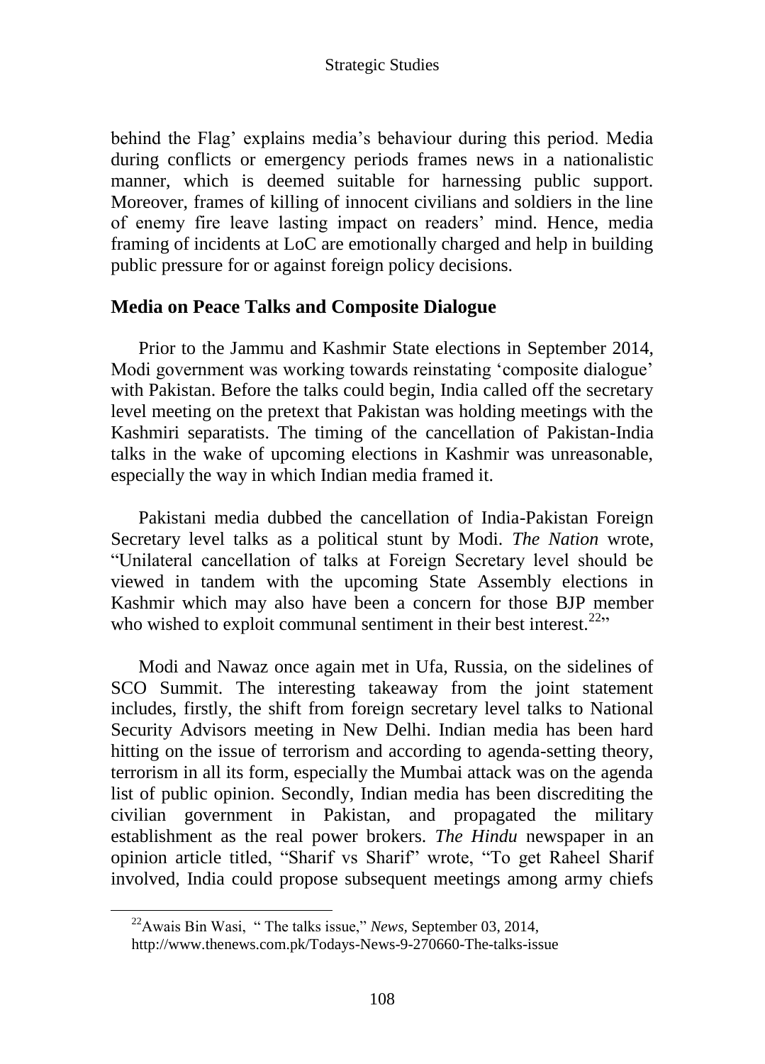behind the Flag' explains media's behaviour during this period. Media during conflicts or emergency periods frames news in a nationalistic manner, which is deemed suitable for harnessing public support. Moreover, frames of killing of innocent civilians and soldiers in the line of enemy fire leave lasting impact on readers' mind. Hence, media framing of incidents at LoC are emotionally charged and help in building public pressure for or against foreign policy decisions.

## Media on Peace Talks and Composite Dialogue

Prior to the Jammu and Kashmir State elections in September 2014, Modi government was working towards reinstating 'composite dialogue' with Pakistan. Before the talks could begin, India called off the secretary level meeting on the pretext that Pakistan was holding meetings with the Kashmiri separatists. The timing of the cancellation of Pakistan-India talks in the wake of upcoming elections in Kashmir was unreasonable, especially the way in which Indian media framed it.

Pakistani media dubbed the cancellation of India-Pakistan Foreign Secretary level talks as a political stunt by Modi. *The Nation* wrote, "Unilateral cancellation of talks at Foreign Secretary level should be viewed in tandem with the upcoming State Assembly elections in Kashmir which may also have been a concern for those BJP member who wished to exploit communal sentiment in their best interest.[22]"

Modi and Nawaz once again met in Ufa, Russia, on the sidelines of SCO Summit. The interesting takeaway from the joint statement includes, firstly, the shift from foreign secretary level talks to National Security Advisors meeting in New Delhi. Indian media has been hard hitting on the issue of terrorism and according to agenda-setting theory, terrorism in all its form, especially the Mumbai attack was on the agenda list of public opinion. Secondly, Indian media has been discrediting the civilian government in Pakistan, and propagated the military establishment as the real power brokers. *The Hindu* newspaper in an opinion article titled, "Sharif vs Sharif" wrote, "To get Raheel Sharif involved, India could propose subsequent meetings among army chiefs

---

[22] Awais Bin Wasi, " The talks issue," *News*, September 03, 2014, http://www.thenews.com.pk/Todays-News-9-270660-The-talks-issue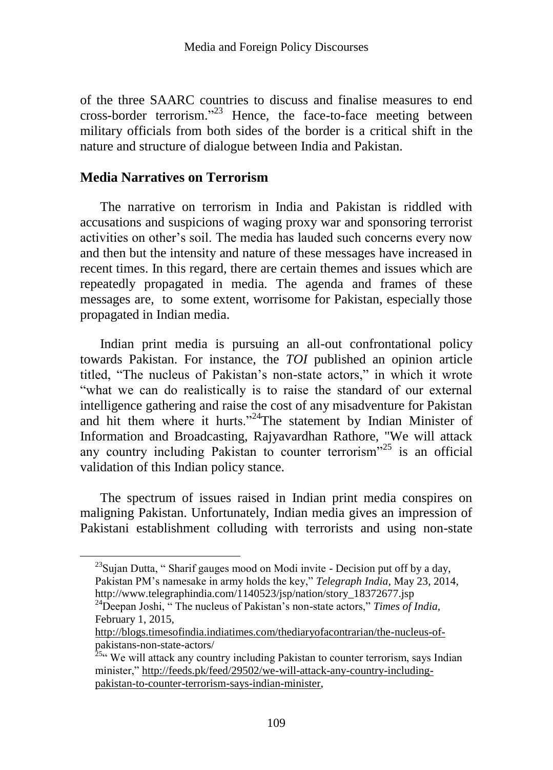of the three SAARC countries to discuss and finalise measures to end cross-border terrorism."[23] Hence, the face-to-face meeting between military officials from both sides of the border is a critical shift in the nature and structure of dialogue between India and Pakistan.

## Media Narratives on Terrorism

The narrative on terrorism in India and Pakistan is riddled with accusations and suspicions of waging proxy war and sponsoring terrorist activities on other's soil. The media has lauded such concerns every now and then but the intensity and nature of these messages have increased in recent times. In this regard, there are certain themes and issues which are repeatedly propagated in media. The agenda and frames of these messages are, to some extent, worrisome for Pakistan, especially those propagated in Indian media.

Indian print media is pursuing an all-out confrontational policy towards Pakistan. For instance, the *TOI* published an opinion article titled, "The nucleus of Pakistan's non-state actors," in which it wrote "what we can do realistically is to raise the standard of our external intelligence gathering and raise the cost of any misadventure for Pakistan and hit them where it hurts."[24]The statement by Indian Minister of Information and Broadcasting, Rajyavardhan Rathore, "We will attack any country including Pakistan to counter terrorism"[25] is an official validation of this Indian policy stance.

The spectrum of issues raised in Indian print media conspires on maligning Pakistan. Unfortunately, Indian media gives an impression of Pakistani establishment colluding with terrorists and using non-state

---

[23]Sujan Dutta, " Sharif gauges mood on Modi invite - Decision put off by a day, Pakistan PM's namesake in army holds the key," *Telegraph India*, May 23, 2014, http://www.telegraphindia.com/1140523/jsp/nation/story_18372677.jsp

[24]Deepan Joshi, " The nucleus of Pakistan's non-state actors," *Times of India*, February 1, 2015, http://blogs.timesofindia.indiatimes.com/thediaryofacontrarian/the-nucleus-of-pakistans-non-state-actors/

[25]" We will attack any country including Pakistan to counter terrorism, says Indian minister," http://feeds.pk/feed/29502/we-will-attack-any-country-including-pakistan-to-counter-terrorism-says-indian-minister,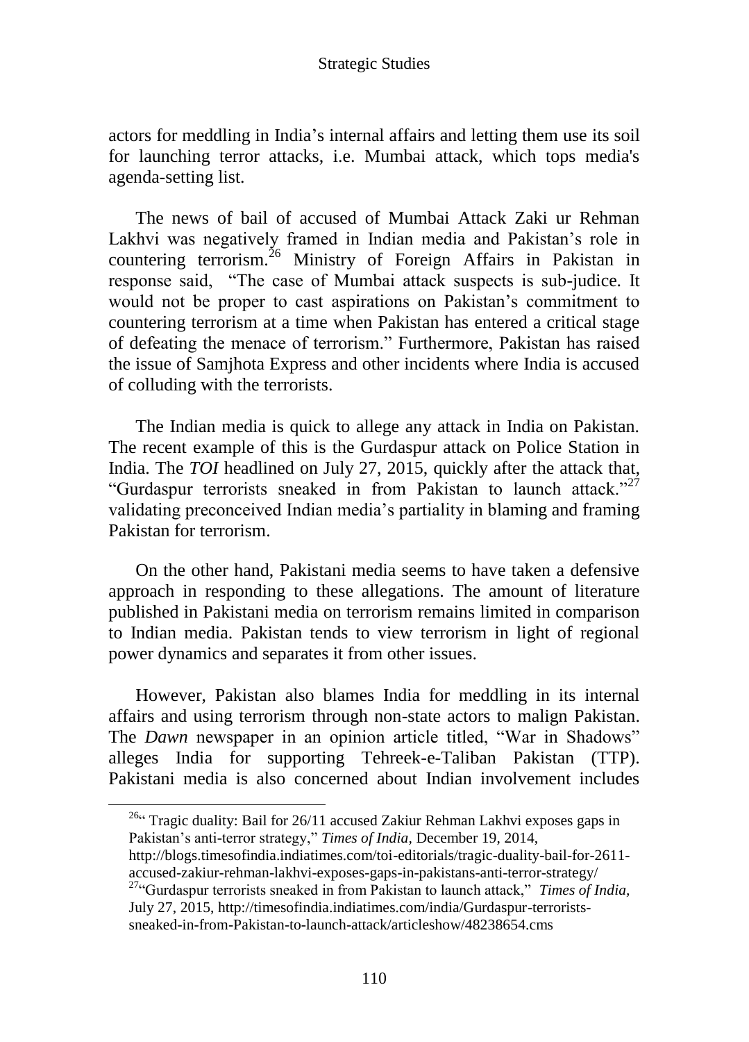actors for meddling in India's internal affairs and letting them use its soil for launching terror attacks, i.e. Mumbai attack, which tops media's agenda-setting list.

The news of bail of accused of Mumbai Attack Zaki ur Rehman Lakhvi was negatively framed in Indian media and Pakistan's role in countering terrorism.[26] Ministry of Foreign Affairs in Pakistan in response said, "The case of Mumbai attack suspects is sub-judice. It would not be proper to cast aspirations on Pakistan's commitment to countering terrorism at a time when Pakistan has entered a critical stage of defeating the menace of terrorism." Furthermore, Pakistan has raised the issue of Samjhota Express and other incidents where India is accused of colluding with the terrorists.

The Indian media is quick to allege any attack in India on Pakistan. The recent example of this is the Gurdaspur attack on Police Station in India. The *TOI* headlined on July 27, 2015, quickly after the attack that, "Gurdaspur terrorists sneaked in from Pakistan to launch attack."[27] validating preconceived Indian media's partiality in blaming and framing Pakistan for terrorism.

On the other hand, Pakistani media seems to have taken a defensive approach in responding to these allegations. The amount of literature published in Pakistani media on terrorism remains limited in comparison to Indian media. Pakistan tends to view terrorism in light of regional power dynamics and separates it from other issues.

However, Pakistan also blames India for meddling in its internal affairs and using terrorism through non-state actors to malign Pakistan. The *Dawn* newspaper in an opinion article titled, "War in Shadows" alleges India for supporting Tehreek-e-Taliban Pakistan (TTP). Pakistani media is also concerned about Indian involvement includes

---

[26] " Tragic duality: Bail for 26/11 accused Zakiur Rehman Lakhvi exposes gaps in Pakistan's anti-terror strategy," *Times of India,* December 19, 2014, http://blogs.timesofindia.indiatimes.com/toi-editorials/tragic-duality-bail-for-2611-accused-zakiur-rehman-lakhvi-exposes-gaps-in-pakistans-anti-terror-strategy/

[27] "Gurdaspur terrorists sneaked in from Pakistan to launch attack," *Times of India,* July 27, 2015, http://timesofindia.indiatimes.com/india/Gurdaspur-terrorists-sneaked-in-from-Pakistan-to-launch-attack/articleshow/48238654.cms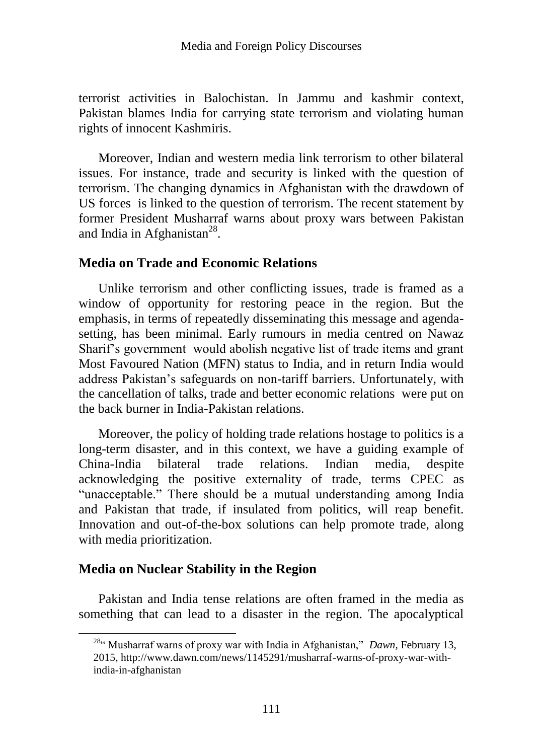terrorist activities in Balochistan. In Jammu and kashmir context, Pakistan blames India for carrying state terrorism and violating human rights of innocent Kashmiris.

Moreover, Indian and western media link terrorism to other bilateral issues. For instance, trade and security is linked with the question of terrorism. The changing dynamics in Afghanistan with the drawdown of US forces is linked to the question of terrorism. The recent statement by former President Musharraf warns about proxy wars between Pakistan and India in Afghanistan[28].

## Media on Trade and Economic Relations

Unlike terrorism and other conflicting issues, trade is framed as a window of opportunity for restoring peace in the region. But the emphasis, in terms of repeatedly disseminating this message and agenda-setting, has been minimal. Early rumours in media centred on Nawaz Sharif's government would abolish negative list of trade items and grant Most Favoured Nation (MFN) status to India, and in return India would address Pakistan's safeguards on non-tariff barriers. Unfortunately, with the cancellation of talks, trade and better economic relations were put on the back burner in India-Pakistan relations.

Moreover, the policy of holding trade relations hostage to politics is a long-term disaster, and in this context, we have a guiding example of China-India bilateral trade relations. Indian media, despite acknowledging the positive externality of trade, terms CPEC as "unacceptable." There should be a mutual understanding among India and Pakistan that trade, if insulated from politics, will reap benefit. Innovation and out-of-the-box solutions can help promote trade, along with media prioritization.

## Media on Nuclear Stability in the Region

Pakistan and India tense relations are often framed in the media as something that can lead to a disaster in the region. The apocalyptical

---

[28] "Musharraf warns of proxy war with India in Afghanistan," *Dawn*, February 13, 2015, http://www.dawn.com/news/1145291/musharraf-warns-of-proxy-war-with-india-in-afghanistan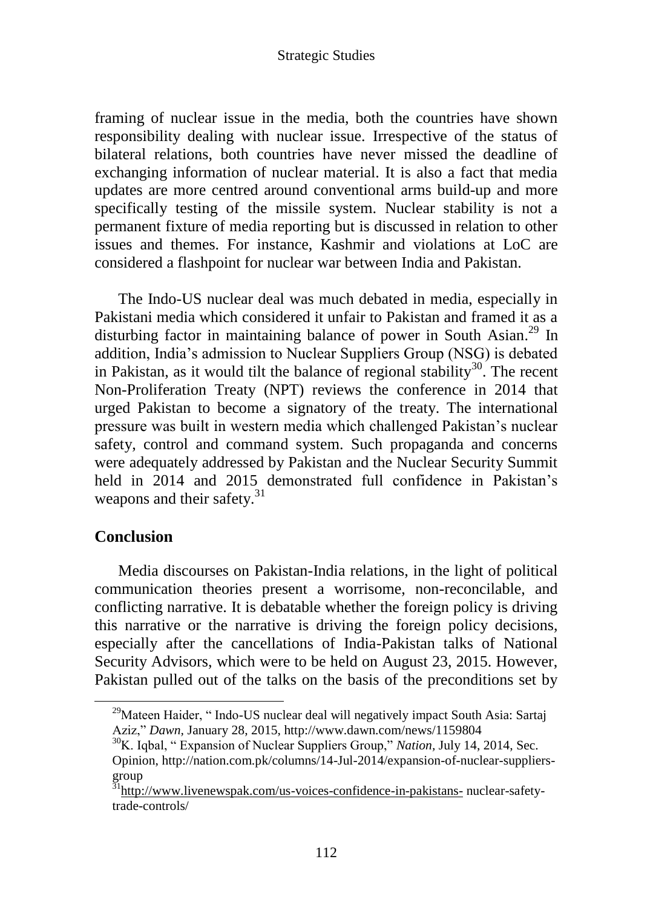framing of nuclear issue in the media, both the countries have shown responsibility dealing with nuclear issue. Irrespective of the status of bilateral relations, both countries have never missed the deadline of exchanging information of nuclear material. It is also a fact that media updates are more centred around conventional arms build-up and more specifically testing of the missile system. Nuclear stability is not a permanent fixture of media reporting but is discussed in relation to other issues and themes. For instance, Kashmir and violations at LoC are considered a flashpoint for nuclear war between India and Pakistan.

The Indo-US nuclear deal was much debated in media, especially in Pakistani media which considered it unfair to Pakistan and framed it as a disturbing factor in maintaining balance of power in South Asian.[29] In addition, India's admission to Nuclear Suppliers Group (NSG) is debated in Pakistan, as it would tilt the balance of regional stability[30]. The recent Non-Proliferation Treaty (NPT) reviews the conference in 2014 that urged Pakistan to become a signatory of the treaty. The international pressure was built in western media which challenged Pakistan's nuclear safety, control and command system. Such propaganda and concerns were adequately addressed by Pakistan and the Nuclear Security Summit held in 2014 and 2015 demonstrated full confidence in Pakistan's weapons and their safety.[31]

## Conclusion

Media discourses on Pakistan-India relations, in the light of political communication theories present a worrisome, non-reconcilable, and conflicting narrative. It is debatable whether the foreign policy is driving this narrative or the narrative is driving the foreign policy decisions, especially after the cancellations of India-Pakistan talks of National Security Advisors, which were to be held on August 23, 2015. However, Pakistan pulled out of the talks on the basis of the preconditions set by

---

[29] Mateen Haider, " Indo-US nuclear deal will negatively impact South Asia: Sartaj Aziz," *Dawn,* January 28, 2015, http://www.dawn.com/news/1159804

[30] K. Iqbal, " Expansion of Nuclear Suppliers Group," *Nation,* July 14, 2014, Sec. Opinion, http://nation.com.pk/columns/14-Jul-2014/expansion-of-nuclear-suppliers-group

[31] http://www.livenewspak.com/us-voices-confidence-in-pakistans- nuclear-safety-trade-controls/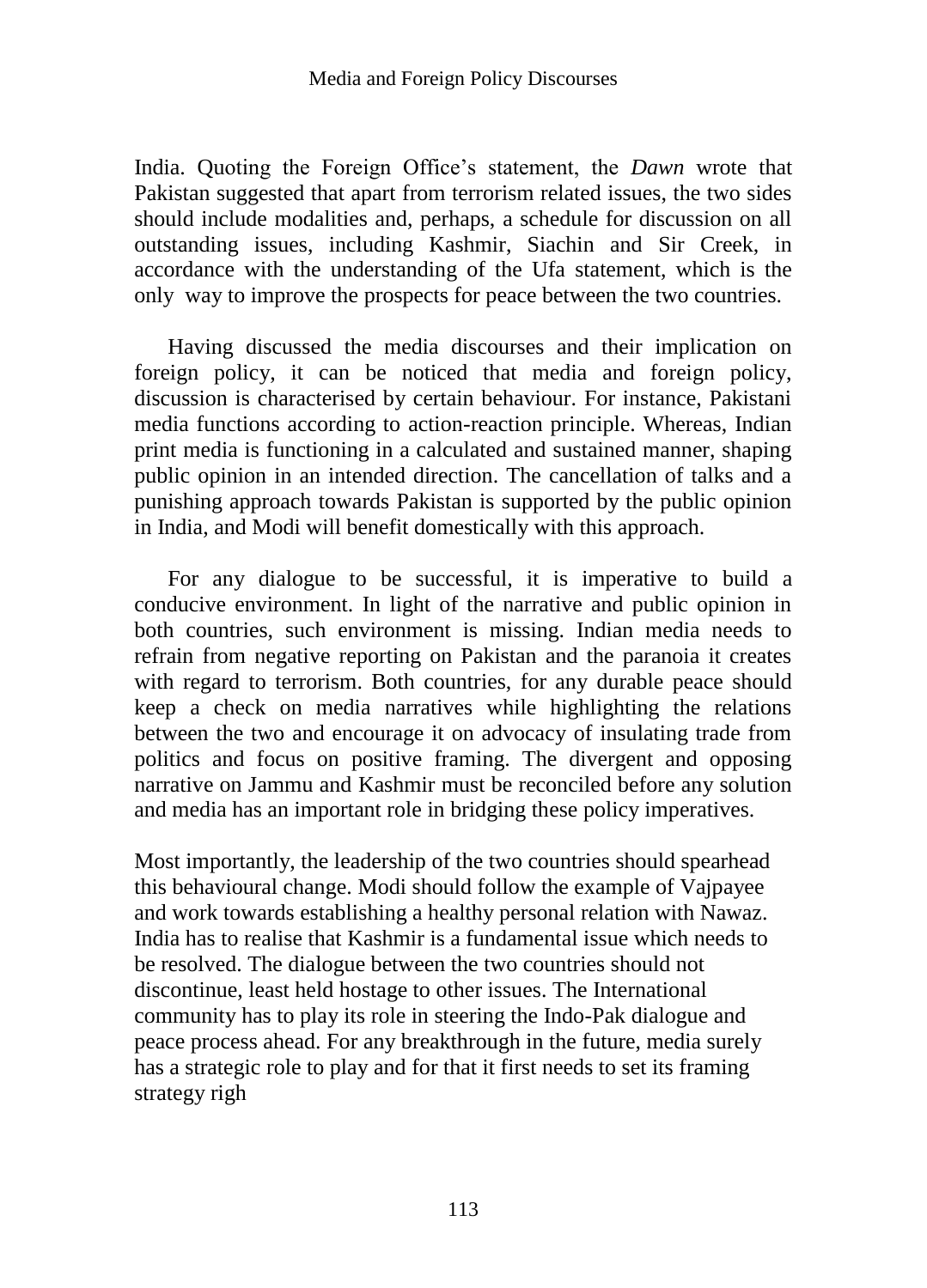India. Quoting the Foreign Office's statement, the *Dawn* wrote that Pakistan suggested that apart from terrorism related issues, the two sides should include modalities and, perhaps, a schedule for discussion on all outstanding issues, including Kashmir, Siachin and Sir Creek, in accordance with the understanding of the Ufa statement, which is the only way to improve the prospects for peace between the two countries.

Having discussed the media discourses and their implication on foreign policy, it can be noticed that media and foreign policy, discussion is characterised by certain behaviour. For instance, Pakistani media functions according to action-reaction principle. Whereas, Indian print media is functioning in a calculated and sustained manner, shaping public opinion in an intended direction. The cancellation of talks and a punishing approach towards Pakistan is supported by the public opinion in India, and Modi will benefit domestically with this approach.

For any dialogue to be successful, it is imperative to build a conducive environment. In light of the narrative and public opinion in both countries, such environment is missing. Indian media needs to refrain from negative reporting on Pakistan and the paranoia it creates with regard to terrorism. Both countries, for any durable peace should keep a check on media narratives while highlighting the relations between the two and encourage it on advocacy of insulating trade from politics and focus on positive framing. The divergent and opposing narrative on Jammu and Kashmir must be reconciled before any solution and media has an important role in bridging these policy imperatives.

Most importantly, the leadership of the two countries should spearhead this behavioural change. Modi should follow the example of Vajpayee and work towards establishing a healthy personal relation with Nawaz. India has to realise that Kashmir is a fundamental issue which needs to be resolved. The dialogue between the two countries should not discontinue, least held hostage to other issues. The International community has to play its role in steering the Indo-Pak dialogue and peace process ahead. For any breakthrough in the future, media surely has a strategic role to play and for that it first needs to set its framing strategy righ